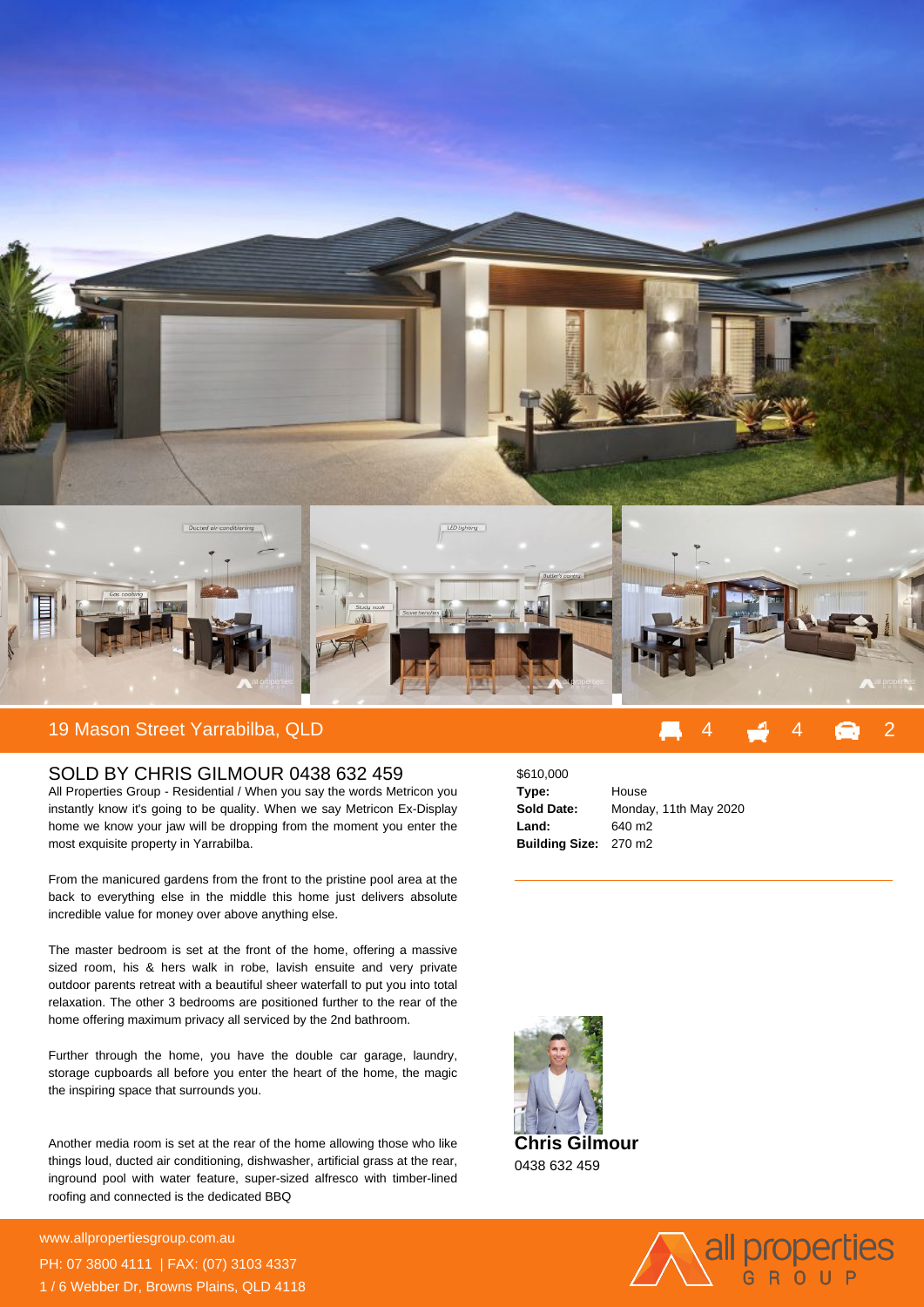## 19 Mason Street Yarrabilba, QLD

4 4 2

### SOLD BY CHRIS GILMOUR 0438 632 459

All Properties Group - Residential / When you say the words Metricon you instantly know it's going to be quality. When we say Metricon Ex-Display home we know your jaw will be dropping from the moment you enter the most exquisite property in Yarrabilba.

From the manicured gardens from the front to the pristine pool area at the back to everything else in the middle this home just delivers absolute incredible value for money over above anything else.

The master bedroom is set at the front of the home, offering a massive sized room, his & hers walk in robe, lavish ensuite and very private outdoor parents retreat with a beautiful sheer waterfall to put you into total relaxation. The other 3 bedrooms are positioned further to the rear of the home offering maximum privacy all serviced by the 2nd bathroom.

Further through the home, you have the double car garage, laundry, storage cupboards all before you enter the heart of the home, the magic the inspiring space that surrounds you.

Another media room is set at the rear of the home allowing those who like things loud, ducted air conditioning, dishwasher, artificial grass at the rear, inground pool with water feature, super-sized alfresco with timber-lined roofing and connected is the dedicated BBQ

$610,000

| | |
|---|---|
| **Type:** | House |
| **Sold Date:** | Monday, 11th May 2020 |
| **Land:** | 640 m2 |
| **Building Size:** | 270 m2 |

**Chris Gilmour**
0438 632 459

www.allpropertiesgroup.com.au
PH: 07 3800 4111 | FAX: (07) 3103 4337
1 / 6 Webber Dr, Browns Plains, QLD 4118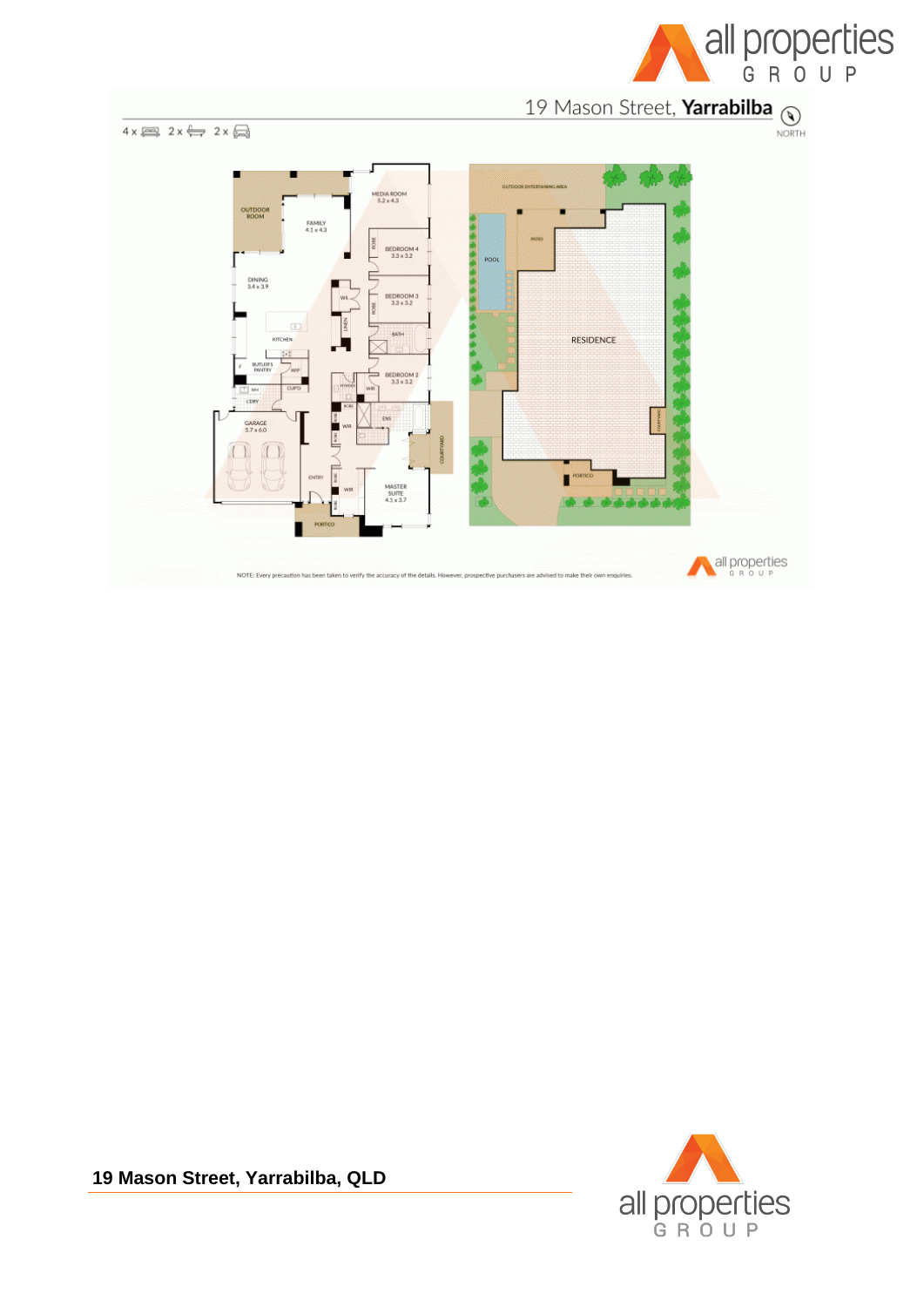19 Mason Street, **Yarrabilba**

NORTH

4 x 2 x 2 x

OUTDOOR ROOM

FAMILY
4.1 x 4.3

MEDIA ROOM
5.2 x 4.3

BEDROOM 4
3.3 x 3.2

DINING
3.4 x 3.9

BEDROOM 3
3.3 x 3.2

KITCHEN

BATH

BUTLER'S PANTRY

BEDROOM 2
3.3 x 3.2

GARAGE
5.7 x 6.0

ENS

COURTYARD

ENTRY

MASTER SUITE
4.1 x 3.7

PORTICO

OUTDOOR ENTERTAINING AREA

PATIO

POOL

RESIDENCE

PORTICO

NOTE: Every precaution has been taken to verify the accuracy of the details. However, prospective purchasers are advised to make their own enquiries.

**19 Mason Street, Yarrabilba, QLD**